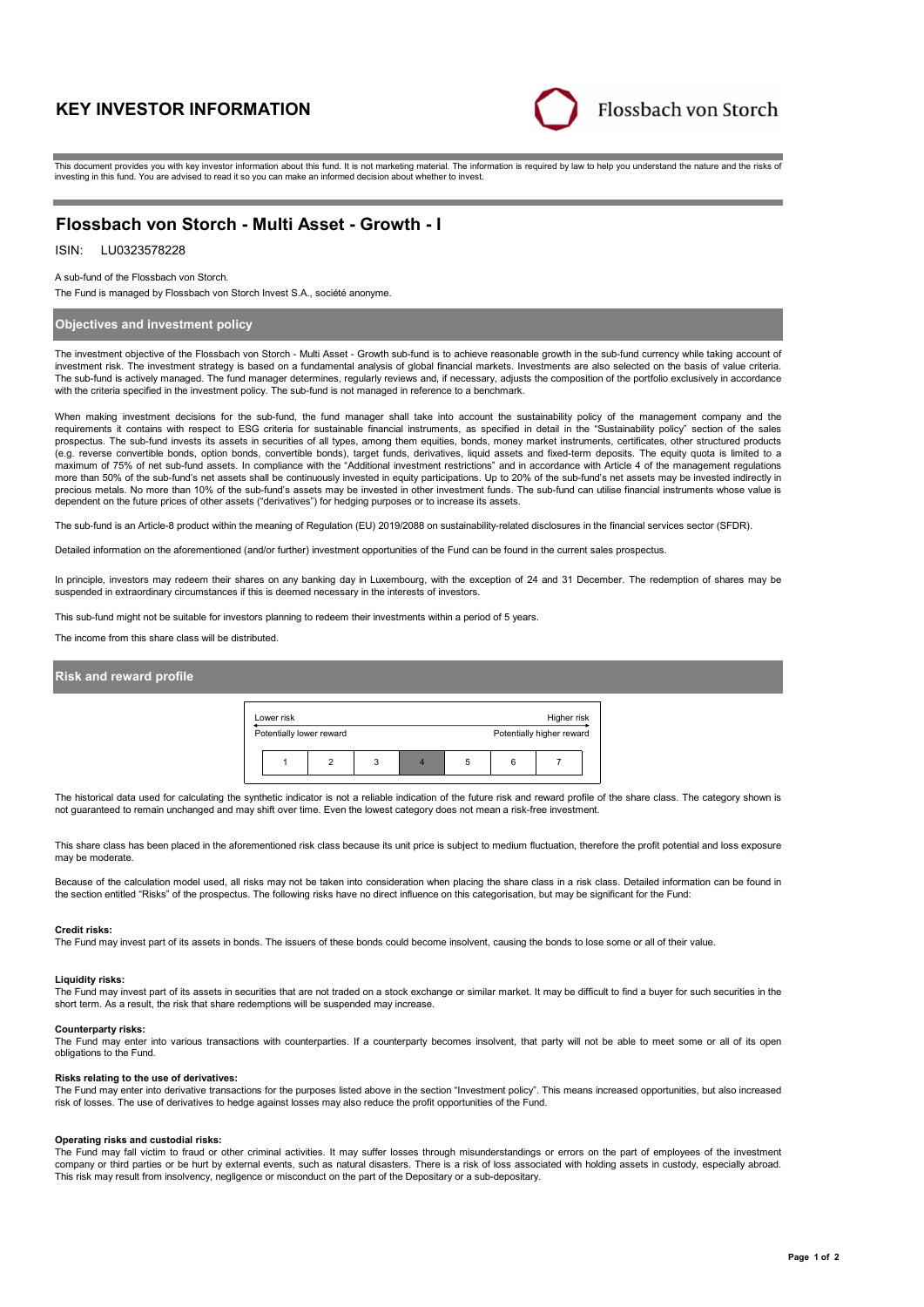# KEY INVESTOR INFORMATION

Flossbach von Storch

This document provides you with key investor information about this fund. It is not marketing material. The information is required by law to help you understand the nature and the risks of investing in this fund. You are advised to read it so you can make an informed decision about whether to invest.

## Flossbach von Storch - Multi Asset - Growth - I

ISIN: LU0323578228

A sub-fund of the Flossbach von Storch.

The Fund is managed by Flossbach von Storch Invest S.A., société anonyme.

### Objectives and investment policy

The investment objective of the Flossbach von Storch - Multi Asset - Growth sub-fund is to achieve reasonable growth in the sub-fund currency while taking account of investment risk. The investment strategy is based on a fundamental analysis of global financial markets. Investments are also selected on the basis of value criteria. The sub-fund is actively managed. The fund manager determines, regularly reviews and, if necessary, adjusts the composition of the portfolio exclusively in accordance with the criteria specified in the investment policy. The sub-fund is not managed in reference to a benchmark.

When making investment decisions for the sub-fund, the fund manager shall take into account the sustainability policy of the management company and the requirements it contains with respect to ESG criteria for sustainable financial instruments, as specified in detail in the "Sustainability policy" section of the sales prospectus. The sub-fund invests its assets in securities of all types, among them equities, bonds, money market instruments, certificates, other structured products (e.g. reverse convertible bonds, option bonds, convertible bonds), target funds, derivatives, liquid assets and fixed-term deposits. The equity quota is limited to a maximum of 75% of net sub-fund assets. In compliance with the "Additional investment restrictions" and in accordance with Article 4 of the management regulations more than 50% of the sub-fund's net assets shall be continuously invested in equity participations. Up to 20% of the sub-fund's net assets may be invested indirectly in precious metals. No more than 10% of the sub-fund's assets may be invested in other investment funds. The sub-fund can utilise financial instruments whose value is dependent on the future prices of other assets ("derivatives") for hedging purposes or to increase its assets.

The sub-fund is an Article-8 product within the meaning of Regulation (EU) 2019/2088 on sustainability-related disclosures in the financial services sector (SFDR).

Detailed information on the aforementioned (and/or further) investment opportunities of the Fund can be found in the current sales prospectus.

In principle, investors may redeem their shares on any banking day in Luxembourg, with the exception of 24 and 31 December. The redemption of shares may be suspended in extraordinary circumstances if this is deemed necessary in the interests of investors.

This sub-fund might not be suitable for investors planning to redeem their investments within a period of 5 years.

The income from this share class will be distributed.

### Risk and reward profile

| Lower risk | | | | | | Higher risk |
|---|---|---|---|---|---|---|
| Potentially lower reward | | | | | | Potentially higher reward |
| 1 | 2 | 3 | **4** | 5 | 6 | 7 |

The historical data used for calculating the synthetic indicator is not a reliable indication of the future risk and reward profile of the share class. The category shown is not guaranteed to remain unchanged and may shift over time. Even the lowest category does not mean a risk-free investment.

This share class has been placed in the aforementioned risk class because its unit price is subject to medium fluctuation, therefore the profit potential and loss exposure may be moderate.

Because of the calculation model used, all risks may not be taken into consideration when placing the share class in a risk class. Detailed information can be found in the section entitled "Risks" of the prospectus. The following risks have no direct influence on this categorisation, but may be significant for the Fund:

**Credit risks:**
The Fund may invest part of its assets in bonds. The issuers of these bonds could become insolvent, causing the bonds to lose some or all of their value.

**Liquidity risks:**
The Fund may invest part of its assets in securities that are not traded on a stock exchange or similar market. It may be difficult to find a buyer for such securities in the short term. As a result, the risk that share redemptions will be suspended may increase.

**Counterparty risks:**
The Fund may enter into various transactions with counterparties. If a counterparty becomes insolvent, that party will not be able to meet some or all of its open obligations to the Fund.

**Risks relating to the use of derivatives:**
The Fund may enter into derivative transactions for the purposes listed above in the section "Investment policy". This means increased opportunities, but also increased risk of losses. The use of derivatives to hedge against losses may also reduce the profit opportunities of the Fund.

**Operating risks and custodial risks:**
The Fund may fall victim to fraud or other criminal activities. It may suffer losses through misunderstandings or errors on the part of employees of the investment company or third parties or be hurt by external events, such as natural disasters. There is a risk of loss associated with holding assets in custody, especially abroad. This risk may result from insolvency, negligence or misconduct on the part of the Depositary or a sub-depositary.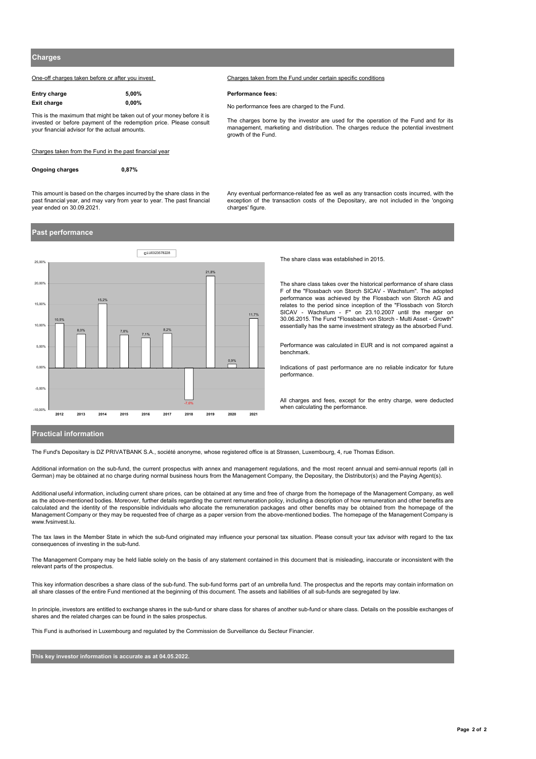## Charges

One-off charges taken before or after you invest

| | |
|---|---|
| **Entry charge** | **5,00%** |
| **Exit charge** | **0,00%** |

This is the maximum that might be taken out of your money before it is invested or before payment of the redemption price. Please consult your financial advisor for the actual amounts.

Charges taken from the Fund in the past financial year

| | |
|---|---|
| **Ongoing charges** | **0,87%** |

This amount is based on the charges incurred by the share class in the past financial year, and may vary from year to year. The past financial year ended on 30.09.2021.

Charges taken from the Fund under certain specific conditions

**Performance fees:**

No performance fees are charged to the Fund.

The charges borne by the investor are used for the operation of the Fund and for its management, marketing and distribution. The charges reduce the potential investment growth of the Fund.

Any eventual performance-related fee as well as any transaction costs incurred, with the exception of the transaction costs of the Depositary, are not included in the 'ongoing charges' figure.

## Past performance

LU0323578228

25,00%
20,00%
15,00%
10,00%
5,00%
0,00%
-5,00%
-10,00%

10,5%
8,0%
15,2%
7,8%
7,1%
8,2%
-7,6%
21,8%
0,9%
11,7%

2012 2013 2014 2015 2016 2017 2018 2019 2020 2021

The share class was established in 2015.

The share class takes over the historical performance of share class F of the "Flossbach von Storch SICAV - Wachstum". The adopted performance was achieved by the Flossbach von Storch AG and relates to the period since inception of the "Flossbach von Storch SICAV - Wachstum - F" on 23.10.2007 until the merger on 30.06.2015. The Fund "Flossbach von Storch - Multi Asset - Growth" essentially has the same investment strategy as the absorbed Fund.

Performance was calculated in EUR and is not compared against a benchmark.

Indications of past performance are no reliable indicator for future performance.

All charges and fees, except for the entry charge, were deducted when calculating the performance.

## Practical information

The Fund's Depositary is DZ PRIVATBANK S.A., société anonyme, whose registered office is at Strassen, Luxembourg, 4, rue Thomas Edison.

Additional information on the sub-fund, the current prospectus with annex and management regulations, and the most recent annual and semi-annual reports (all in German) may be obtained at no charge during normal business hours from the Management Company, the Depositary, the Distributor(s) and the Paying Agent(s).

Additional useful information, including current share prices, can be obtained at any time and free of charge from the homepage of the Management Company, as well as the above-mentioned bodies. Moreover, further details regarding the current remuneration policy, including a description of how remuneration and other benefits are calculated and the identity of the responsible individuals who allocate the remuneration packages and other benefits may be obtained from the homepage of the Management Company or they may be requested free of charge as a paper version from the above-mentioned bodies. The homepage of the Management Company is www.fvsinvest.lu.

The tax laws in the Member State in which the sub-fund originated may influence your personal tax situation. Please consult your tax advisor with regard to the tax consequences of investing in the sub-fund.

The Management Company may be held liable solely on the basis of any statement contained in this document that is misleading, inaccurate or inconsistent with the relevant parts of the prospectus.

This key information describes a share class of the sub-fund. The sub-fund forms part of an umbrella fund. The prospectus and the reports may contain information on all share classes of the entire Fund mentioned at the beginning of this document. The assets and liabilities of all sub-funds are segregated by law.

In principle, investors are entitled to exchange shares in the sub-fund or share class for shares of another sub-fund or share class. Details on the possible exchanges of shares and the related charges can be found in the sales prospectus.

This Fund is authorised in Luxembourg and regulated by the Commission de Surveillance du Secteur Financier.

**This key investor information is accurate as at 04.05.2022.**